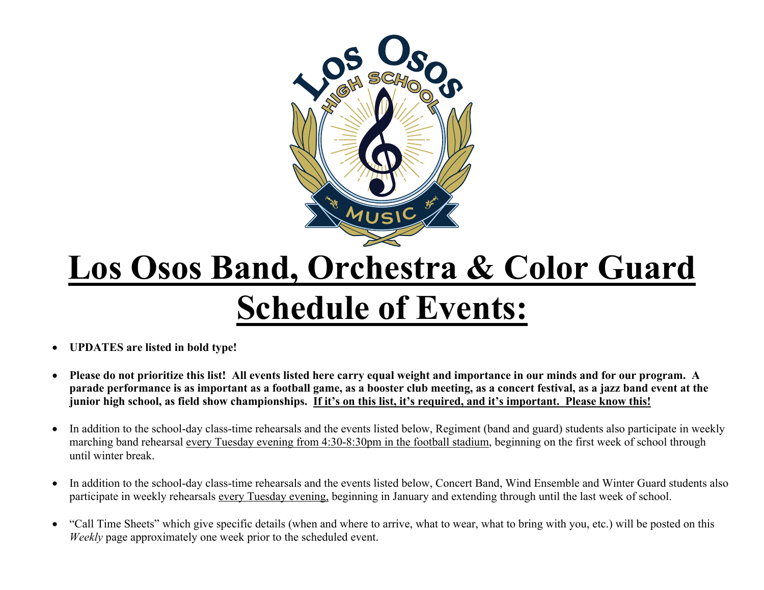# Los Osos Band, Orchestra & Color Guard Schedule of Events:

- **UPDATES are listed in bold type!**

- **Please do not prioritize this list! All events listed here carry equal weight and importance in our minds and for our program. A parade performance is as important as a football game, as a booster club meeting, as a concert festival, as a jazz band event at the junior high school, as field show championships. If it's on this list, it's required, and it's important. Please know this!**

- In addition to the school-day class-time rehearsals and the events listed below, Regiment (band and guard) students also participate in weekly marching band rehearsal every Tuesday evening from 4:30-8:30pm in the football stadium, beginning on the first week of school through until winter break.

- In addition to the school-day class-time rehearsals and the events listed below, Concert Band, Wind Ensemble and Winter Guard students also participate in weekly rehearsals every Tuesday evening, beginning in January and extending through until the last week of school.

- "Call Time Sheets" which give specific details (when and where to arrive, what to wear, what to bring with you, etc.) will be posted on this *Weekly* page approximately one week prior to the scheduled event.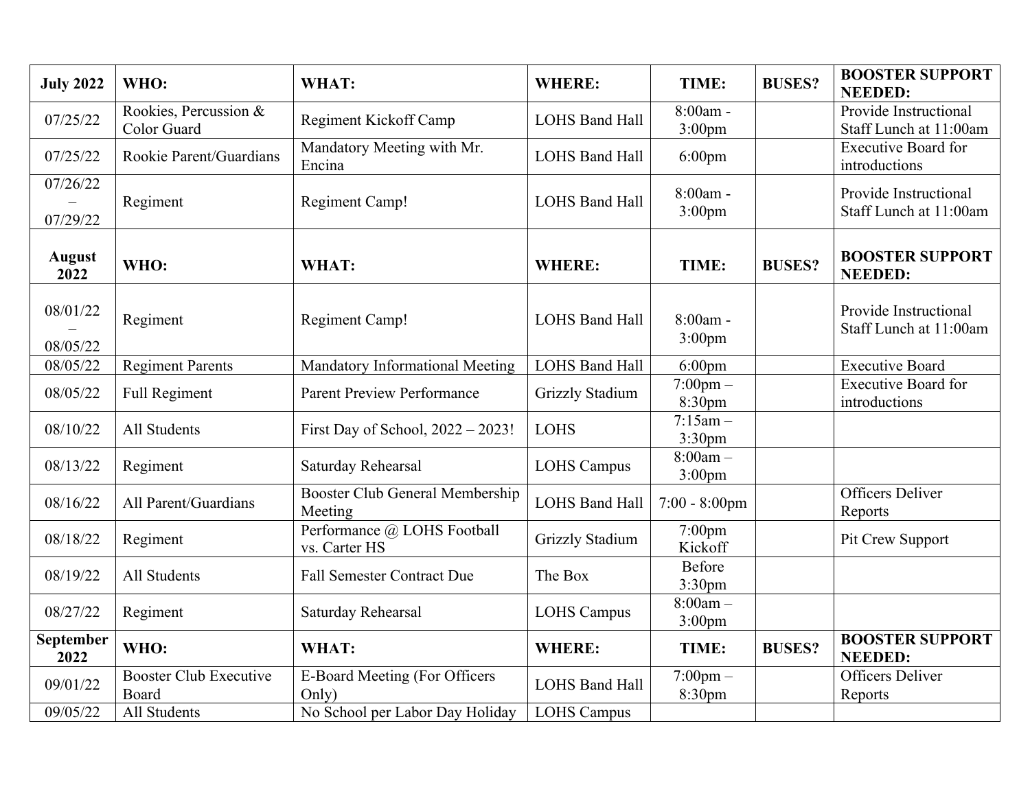| **July 2022** | **WHO:** | **WHAT:** | **WHERE:** | **TIME:** | **BUSES?** | **BOOSTER SUPPORT NEEDED:** |
|---|---|---|---|---|---|---|
| 07/25/22 | Rookies, Percussion & Color Guard | Regiment Kickoff Camp | LOHS Band Hall | 8:00am - 3:00pm | | Provide Instructional Staff Lunch at 11:00am |
| 07/25/22 | Rookie Parent/Guardians | Mandatory Meeting with Mr. Encina | LOHS Band Hall | 6:00pm | | Executive Board for introductions |
| 07/26/22 – 07/29/22 | Regiment | Regiment Camp! | LOHS Band Hall | 8:00am - 3:00pm | | Provide Instructional Staff Lunch at 11:00am |
| **August 2022** | **WHO:** | **WHAT:** | **WHERE:** | **TIME:** | **BUSES?** | **BOOSTER SUPPORT NEEDED:** |
| 08/01/22 – 08/05/22 | Regiment | Regiment Camp! | LOHS Band Hall | 8:00am - 3:00pm | | Provide Instructional Staff Lunch at 11:00am |
| 08/05/22 | Regiment Parents | Mandatory Informational Meeting | LOHS Band Hall | 6:00pm | | Executive Board |
| 08/05/22 | Full Regiment | Parent Preview Performance | Grizzly Stadium | 7:00pm – 8:30pm | | Executive Board for introductions |
| 08/10/22 | All Students | First Day of School, 2022 – 2023! | LOHS | 7:15am – 3:30pm | | |
| 08/13/22 | Regiment | Saturday Rehearsal | LOHS Campus | 8:00am – 3:00pm | | |
| 08/16/22 | All Parent/Guardians | Booster Club General Membership Meeting | LOHS Band Hall | 7:00 - 8:00pm | | Officers Deliver Reports |
| 08/18/22 | Regiment | Performance @ LOHS Football vs. Carter HS | Grizzly Stadium | 7:00pm Kickoff | | Pit Crew Support |
| 08/19/22 | All Students | Fall Semester Contract Due | The Box | Before 3:30pm | | |
| 08/27/22 | Regiment | Saturday Rehearsal | LOHS Campus | 8:00am – 3:00pm | | |
| **September 2022** | **WHO:** | **WHAT:** | **WHERE:** | **TIME:** | **BUSES?** | **BOOSTER SUPPORT NEEDED:** |
| 09/01/22 | Booster Club Executive Board | E-Board Meeting (For Officers Only) | LOHS Band Hall | 7:00pm – 8:30pm | | Officers Deliver Reports |
| 09/05/22 | All Students | No School per Labor Day Holiday | LOHS Campus | | | |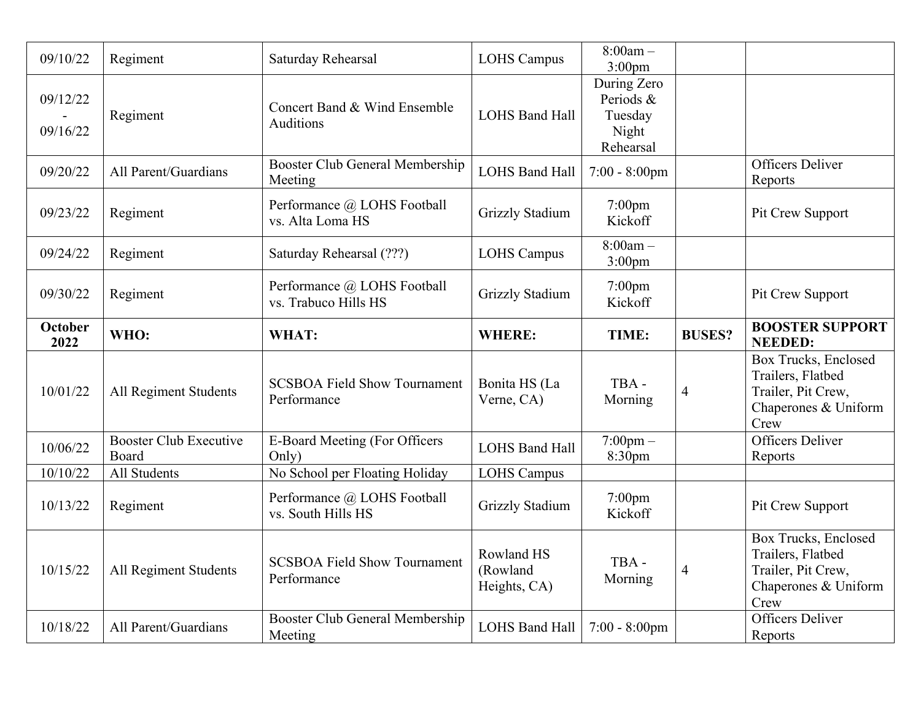| | | | | | | |
|---|---|---|---|---|---|---|
| 09/10/22 | Regiment | Saturday Rehearsal | LOHS Campus | 8:00am – 3:00pm | | |
| 09/12/22 - 09/16/22 | Regiment | Concert Band & Wind Ensemble Auditions | LOHS Band Hall | During Zero Periods & Tuesday Night Rehearsal | | |
| 09/20/22 | All Parent/Guardians | Booster Club General Membership Meeting | LOHS Band Hall | 7:00 - 8:00pm | | Officers Deliver Reports |
| 09/23/22 | Regiment | Performance @ LOHS Football vs. Alta Loma HS | Grizzly Stadium | 7:00pm Kickoff | | Pit Crew Support |
| 09/24/22 | Regiment | Saturday Rehearsal (???) | LOHS Campus | 8:00am – 3:00pm | | |
| 09/30/22 | Regiment | Performance @ LOHS Football vs. Trabuco Hills HS | Grizzly Stadium | 7:00pm Kickoff | | Pit Crew Support |
| **October 2022** | **WHO:** | **WHAT:** | **WHERE:** | **TIME:** | **BUSES?** | **BOOSTER SUPPORT NEEDED:** |
| 10/01/22 | All Regiment Students | SCSBOA Field Show Tournament Performance | Bonita HS (La Verne, CA) | TBA - Morning | 4 | Box Trucks, Enclosed Trailers, Flatbed Trailer, Pit Crew, Chaperones & Uniform Crew |
| 10/06/22 | Booster Club Executive Board | E-Board Meeting (For Officers Only) | LOHS Band Hall | 7:00pm – 8:30pm | | Officers Deliver Reports |
| 10/10/22 | All Students | No School per Floating Holiday | LOHS Campus | | | |
| 10/13/22 | Regiment | Performance @ LOHS Football vs. South Hills HS | Grizzly Stadium | 7:00pm Kickoff | | Pit Crew Support |
| 10/15/22 | All Regiment Students | SCSBOA Field Show Tournament Performance | Rowland HS (Rowland Heights, CA) | TBA - Morning | 4 | Box Trucks, Enclosed Trailers, Flatbed Trailer, Pit Crew, Chaperones & Uniform Crew |
| 10/18/22 | All Parent/Guardians | Booster Club General Membership Meeting | LOHS Band Hall | 7:00 - 8:00pm | | Officers Deliver Reports |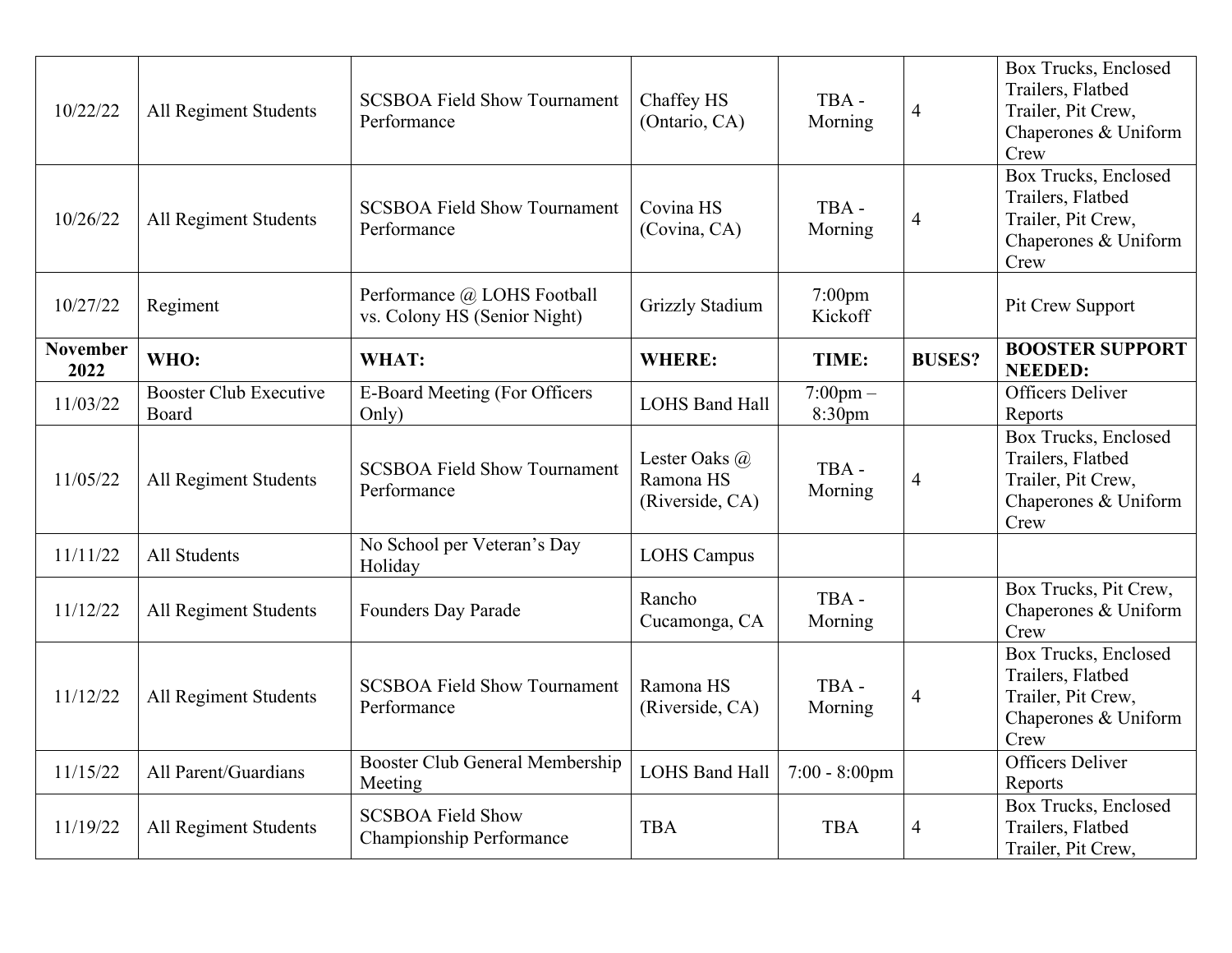| 10/22/22 | All Regiment Students | SCSBOA Field Show Tournament Performance | Chaffey HS (Ontario, CA) | TBA - Morning | 4 | Box Trucks, Enclosed Trailers, Flatbed Trailer, Pit Crew, Chaperones & Uniform Crew |
|---|---|---|---|---|---|---|
| 10/26/22 | All Regiment Students | SCSBOA Field Show Tournament Performance | Covina HS (Covina, CA) | TBA - Morning | 4 | Box Trucks, Enclosed Trailers, Flatbed Trailer, Pit Crew, Chaperones & Uniform Crew |
| 10/27/22 | Regiment | Performance @ LOHS Football vs. Colony HS (Senior Night) | Grizzly Stadium | 7:00pm Kickoff | | Pit Crew Support |
| **November 2022** | **WHO:** | **WHAT:** | **WHERE:** | **TIME:** | **BUSES?** | **BOOSTER SUPPORT NEEDED:** |
| 11/03/22 | Booster Club Executive Board | E-Board Meeting (For Officers Only) | LOHS Band Hall | 7:00pm – 8:30pm | | Officers Deliver Reports |
| 11/05/22 | All Regiment Students | SCSBOA Field Show Tournament Performance | Lester Oaks @ Ramona HS (Riverside, CA) | TBA - Morning | 4 | Box Trucks, Enclosed Trailers, Flatbed Trailer, Pit Crew, Chaperones & Uniform Crew |
| 11/11/22 | All Students | No School per Veteran's Day Holiday | LOHS Campus | | | |
| 11/12/22 | All Regiment Students | Founders Day Parade | Rancho Cucamonga, CA | TBA - Morning | | Box Trucks, Pit Crew, Chaperones & Uniform Crew |
| 11/12/22 | All Regiment Students | SCSBOA Field Show Tournament Performance | Ramona HS (Riverside, CA) | TBA - Morning | 4 | Box Trucks, Enclosed Trailers, Flatbed Trailer, Pit Crew, Chaperones & Uniform Crew |
| 11/15/22 | All Parent/Guardians | Booster Club General Membership Meeting | LOHS Band Hall | 7:00 - 8:00pm | | Officers Deliver Reports |
| 11/19/22 | All Regiment Students | SCSBOA Field Show Championship Performance | TBA | TBA | 4 | Box Trucks, Enclosed Trailers, Flatbed Trailer, Pit Crew, |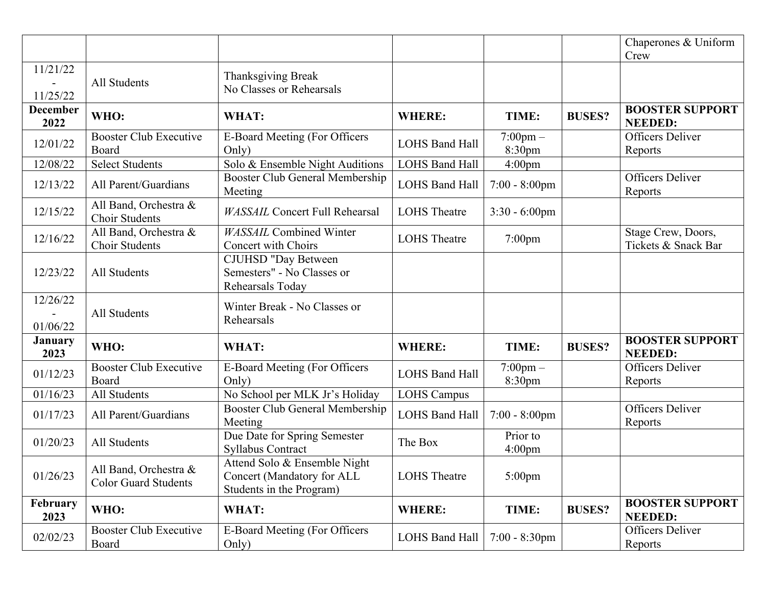| | | | | | | Chaperones & Uniform Crew |
|---|---|---|---|---|---|---|
| 11/21/22 - 11/25/22 | All Students | Thanksgiving Break No Classes or Rehearsals | | | | |
| **December 2022** | **WHO:** | **WHAT:** | **WHERE:** | **TIME:** | **BUSES?** | **BOOSTER SUPPORT NEEDED:** |
| 12/01/22 | Booster Club Executive Board | E-Board Meeting (For Officers Only) | LOHS Band Hall | 7:00pm – 8:30pm | | Officers Deliver Reports |
| 12/08/22 | Select Students | Solo & Ensemble Night Auditions | LOHS Band Hall | 4:00pm | | |
| 12/13/22 | All Parent/Guardians | Booster Club General Membership Meeting | LOHS Band Hall | 7:00 - 8:00pm | | Officers Deliver Reports |
| 12/15/22 | All Band, Orchestra & Choir Students | *WASSAIL* Concert Full Rehearsal | LOHS Theatre | 3:30 - 6:00pm | | |
| 12/16/22 | All Band, Orchestra & Choir Students | *WASSAIL* Combined Winter Concert with Choirs | LOHS Theatre | 7:00pm | | Stage Crew, Doors, Tickets & Snack Bar |
| 12/23/22 | All Students | CJUHSD "Day Between Semesters" - No Classes or Rehearsals Today | | | | |
| 12/26/22 - 01/06/22 | All Students | Winter Break - No Classes or Rehearsals | | | | |
| **January 2023** | **WHO:** | **WHAT:** | **WHERE:** | **TIME:** | **BUSES?** | **BOOSTER SUPPORT NEEDED:** |
| 01/12/23 | Booster Club Executive Board | E-Board Meeting (For Officers Only) | LOHS Band Hall | 7:00pm – 8:30pm | | Officers Deliver Reports |
| 01/16/23 | All Students | No School per MLK Jr's Holiday | LOHS Campus | | | |
| 01/17/23 | All Parent/Guardians | Booster Club General Membership Meeting | LOHS Band Hall | 7:00 - 8:00pm | | Officers Deliver Reports |
| 01/20/23 | All Students | Due Date for Spring Semester Syllabus Contract | The Box | Prior to 4:00pm | | |
| 01/26/23 | All Band, Orchestra & Color Guard Students | Attend Solo & Ensemble Night Concert (Mandatory for ALL Students in the Program) | LOHS Theatre | 5:00pm | | |
| **February 2023** | **WHO:** | **WHAT:** | **WHERE:** | **TIME:** | **BUSES?** | **BOOSTER SUPPORT NEEDED:** |
| 02/02/23 | Booster Club Executive Board | E-Board Meeting (For Officers Only) | LOHS Band Hall | 7:00 - 8:30pm | | Officers Deliver Reports |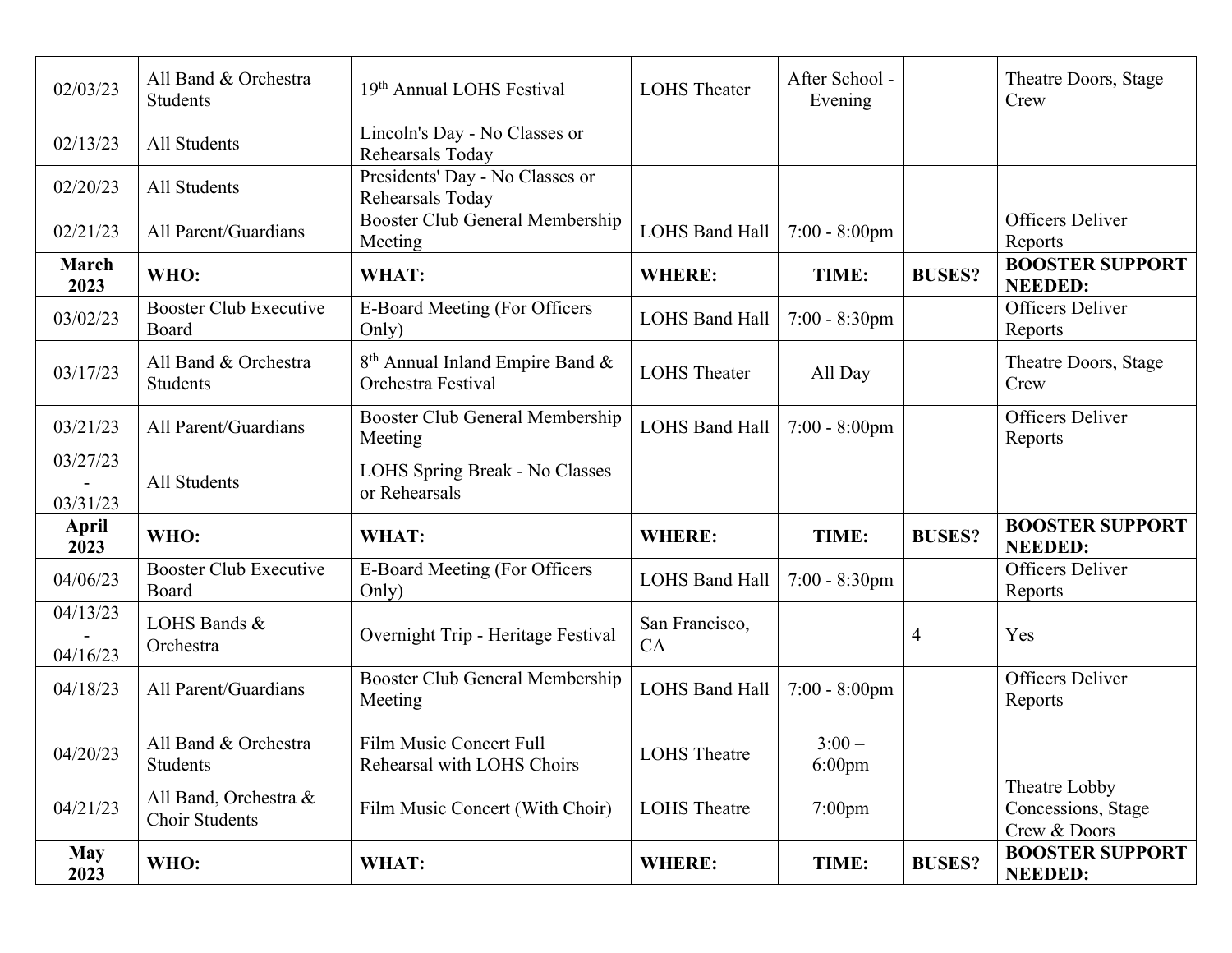| 02/03/23 | All Band & Orchestra Students | 19th Annual LOHS Festival | LOHS Theater | After School - Evening | | Theatre Doors, Stage Crew |
|---|---|---|---|---|---|---|
| 02/13/23 | All Students | Lincoln's Day - No Classes or Rehearsals Today | | | | |
| 02/20/23 | All Students | Presidents' Day - No Classes or Rehearsals Today | | | | |
| 02/21/23 | All Parent/Guardians | Booster Club General Membership Meeting | LOHS Band Hall | 7:00 - 8:00pm | | Officers Deliver Reports |
| **March 2023** | **WHO:** | **WHAT:** | **WHERE:** | **TIME:** | **BUSES?** | **BOOSTER SUPPORT NEEDED:** |
| 03/02/23 | Booster Club Executive Board | E-Board Meeting (For Officers Only) | LOHS Band Hall | 7:00 - 8:30pm | | Officers Deliver Reports |
| 03/17/23 | All Band & Orchestra Students | 8th Annual Inland Empire Band & Orchestra Festival | LOHS Theater | All Day | | Theatre Doors, Stage Crew |
| 03/21/23 | All Parent/Guardians | Booster Club General Membership Meeting | LOHS Band Hall | 7:00 - 8:00pm | | Officers Deliver Reports |
| 03/27/23 - 03/31/23 | All Students | LOHS Spring Break - No Classes or Rehearsals | | | | |
| **April 2023** | **WHO:** | **WHAT:** | **WHERE:** | **TIME:** | **BUSES?** | **BOOSTER SUPPORT NEEDED:** |
| 04/06/23 | Booster Club Executive Board | E-Board Meeting (For Officers Only) | LOHS Band Hall | 7:00 - 8:30pm | | Officers Deliver Reports |
| 04/13/23 - 04/16/23 | LOHS Bands & Orchestra | Overnight Trip - Heritage Festival | San Francisco, CA | | 4 | Yes |
| 04/18/23 | All Parent/Guardians | Booster Club General Membership Meeting | LOHS Band Hall | 7:00 - 8:00pm | | Officers Deliver Reports |
| 04/20/23 | All Band & Orchestra Students | Film Music Concert Full Rehearsal with LOHS Choirs | LOHS Theatre | 3:00 – 6:00pm | | |
| 04/21/23 | All Band, Orchestra & Choir Students | Film Music Concert (With Choir) | LOHS Theatre | 7:00pm | | Theatre Lobby Concessions, Stage Crew & Doors |
| **May 2023** | **WHO:** | **WHAT:** | **WHERE:** | **TIME:** | **BUSES?** | **BOOSTER SUPPORT NEEDED:** |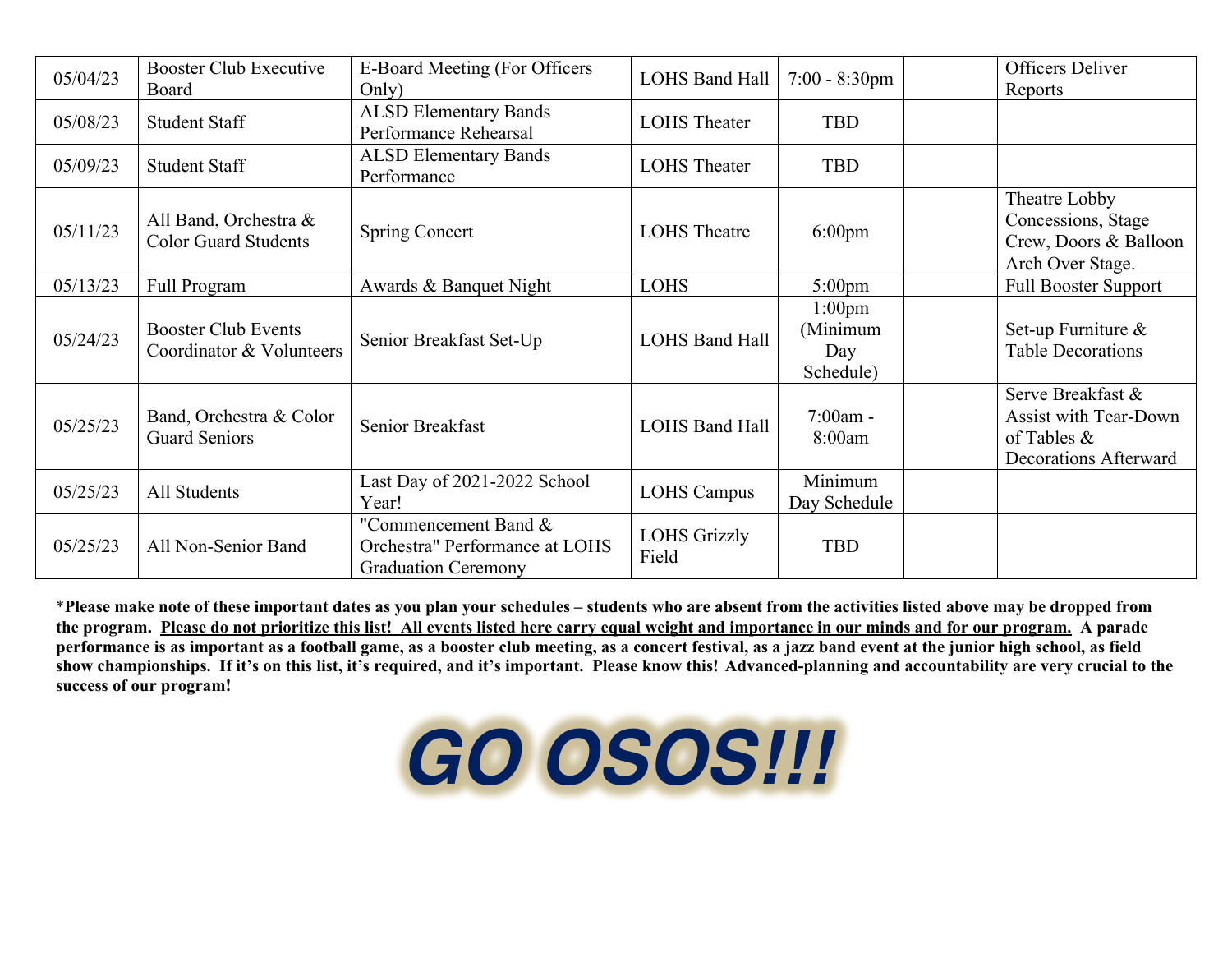| | | | | | | |
|---|---|---|---|---|---|---|
| 05/04/23 | Booster Club Executive Board | E-Board Meeting (For Officers Only) | LOHS Band Hall | 7:00 - 8:30pm | | Officers Deliver Reports |
| 05/08/23 | Student Staff | ALSD Elementary Bands Performance Rehearsal | LOHS Theater | TBD | | |
| 05/09/23 | Student Staff | ALSD Elementary Bands Performance | LOHS Theater | TBD | | |
| 05/11/23 | All Band, Orchestra & Color Guard Students | Spring Concert | LOHS Theatre | 6:00pm | | Theatre Lobby Concessions, Stage Crew, Doors & Balloon Arch Over Stage. |
| 05/13/23 | Full Program | Awards & Banquet Night | LOHS | 5:00pm | | Full Booster Support |
| 05/24/23 | Booster Club Events Coordinator & Volunteers | Senior Breakfast Set-Up | LOHS Band Hall | 1:00pm (Minimum Day Schedule) | | Set-up Furniture & Table Decorations |
| 05/25/23 | Band, Orchestra & Color Guard Seniors | Senior Breakfast | LOHS Band Hall | 7:00am - 8:00am | | Serve Breakfast & Assist with Tear-Down of Tables & Decorations Afterward |
| 05/25/23 | All Students | Last Day of 2021-2022 School Year! | LOHS Campus | Minimum Day Schedule | | |
| 05/25/23 | All Non-Senior Band | "Commencement Band & Orchestra" Performance at LOHS Graduation Ceremony | LOHS Grizzly Field | TBD | | |

**\*Please make note of these important dates as you plan your schedules – students who are absent from the activities listed above may be dropped from the program. <u>Please do not prioritize this list! All events listed here carry equal weight and importance in our minds and for our program.</u> A parade performance is as important as a football game, as a booster club meeting, as a concert festival, as a jazz band event at the junior high school, as field show championships. If it's on this list, it's required, and it's important. Please know this! Advanced-planning and accountability are very crucial to the success of our program!**

# GO OSOS!!!